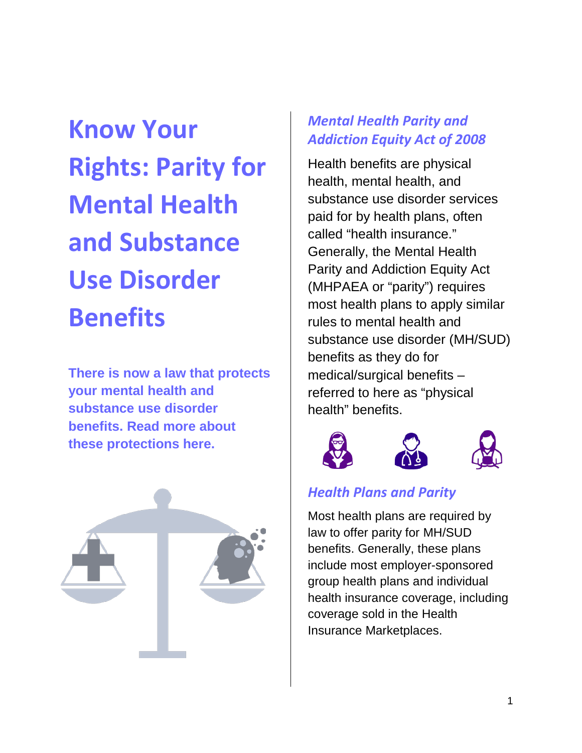# Know Your Rights: Parity for Mental Health and Substance Use Disorder Benefits

**There is now a law that protects your mental health and substance use disorder benefits. Read more about these protections here.**

## *Mental Health Parity and Addiction Equity Act of 2008*

Health benefits are physical health, mental health, and substance use disorder services paid for by health plans, often called "health insurance." Generally, the Mental Health Parity and Addiction Equity Act (MHPAEA or "parity") requires most health plans to apply similar rules to mental health and substance use disorder (MH/SUD) benefits as they do for medical/surgical benefits – referred to here as "physical health" benefits.

## *Health Plans and Parity*

Most health plans are required by law to offer parity for MH/SUD benefits. Generally, these plans include most employer-sponsored group health plans and individual health insurance coverage, including coverage sold in the Health Insurance Marketplaces.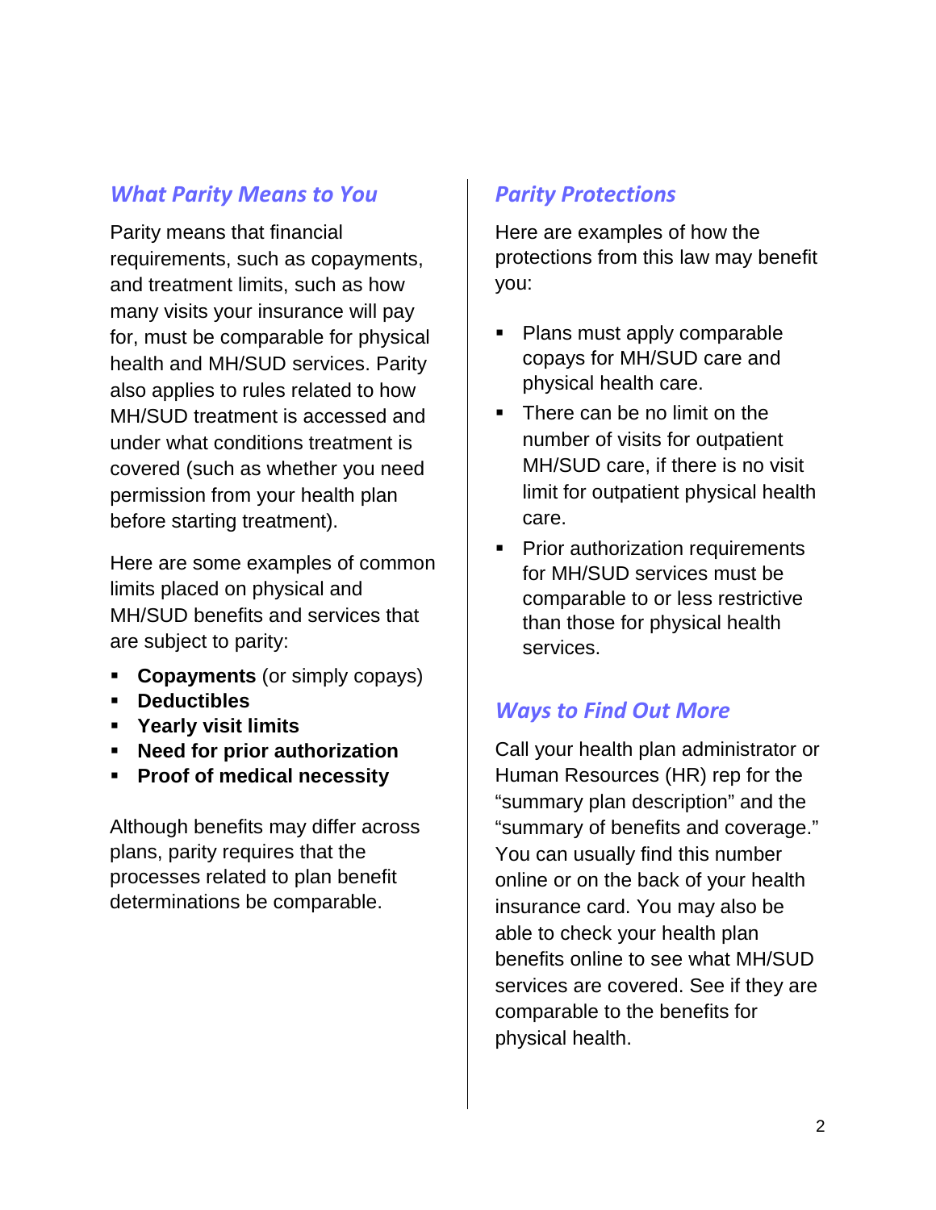## *What Parity Means to You*

Parity means that financial requirements, such as copayments, and treatment limits, such as how many visits your insurance will pay for, must be comparable for physical health and MH/SUD services. Parity also applies to rules related to how MH/SUD treatment is accessed and under what conditions treatment is covered (such as whether you need permission from your health plan before starting treatment).

Here are some examples of common limits placed on physical and MH/SUD benefits and services that are subject to parity:

- **Copayments** (or simply copays)
- **Deductibles**
- **Yearly visit limits**
- **Need for prior authorization**
- **Proof of medical necessity**

Although benefits may differ across plans, parity requires that the processes related to plan benefit determinations be comparable.

## *Parity Protections*

Here are examples of how the protections from this law may benefit you:

- Plans must apply comparable copays for MH/SUD care and physical health care.
- There can be no limit on the number of visits for outpatient MH/SUD care, if there is no visit limit for outpatient physical health care.
- Prior authorization requirements for MH/SUD services must be comparable to or less restrictive than those for physical health services.

## *Ways to Find Out More*

Call your health plan administrator or Human Resources (HR) rep for the "summary plan description" and the "summary of benefits and coverage." You can usually find this number online or on the back of your health insurance card. You may also be able to check your health plan benefits online to see what MH/SUD services are covered. See if they are comparable to the benefits for physical health.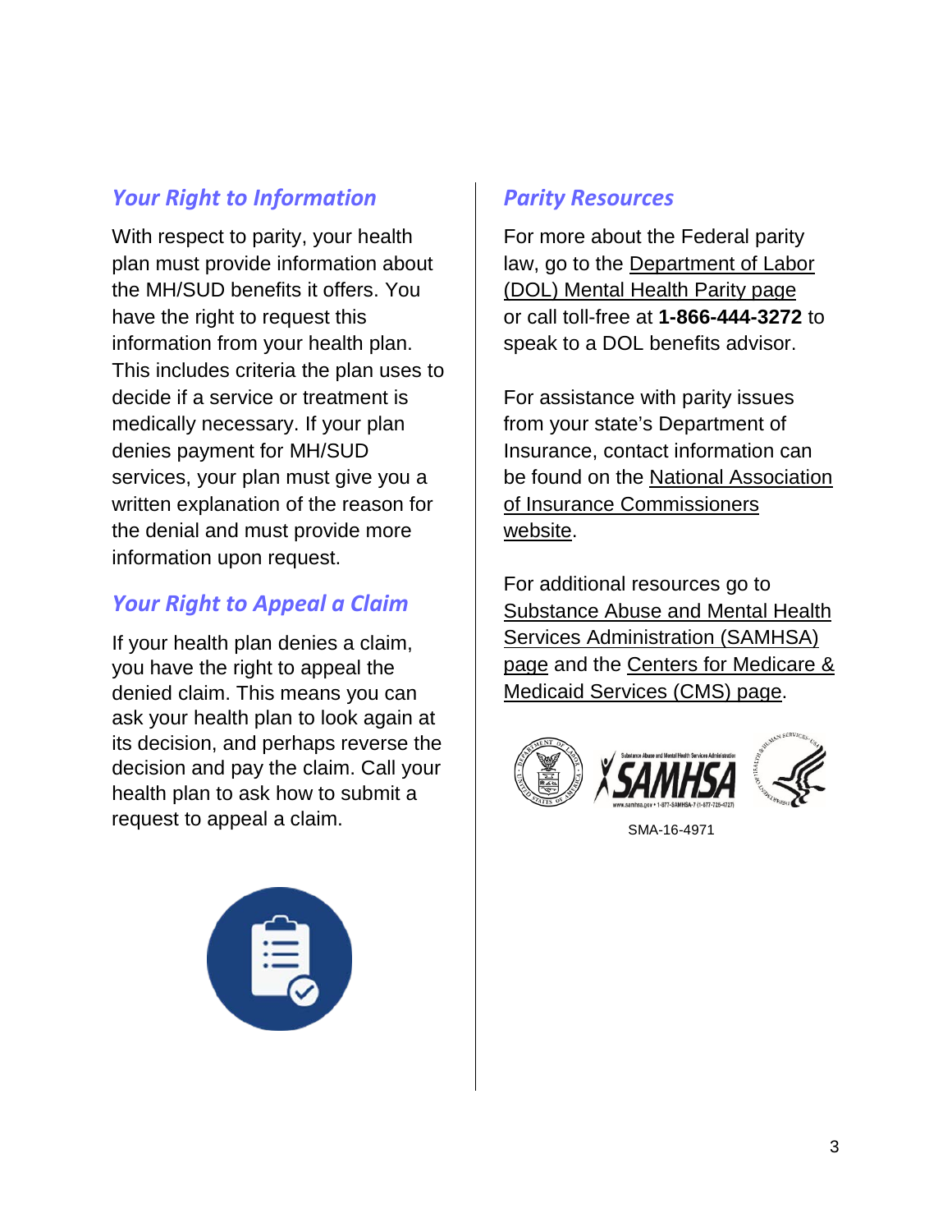## *Your Right to Information*

With respect to parity, your health plan must provide information about the MH/SUD benefits it offers. You have the right to request this information from your health plan. This includes criteria the plan uses to decide if a service or treatment is medically necessary. If your plan denies payment for MH/SUD services, your plan must give you a written explanation of the reason for the denial and must provide more information upon request.

## *Your Right to Appeal a Claim*

If your health plan denies a claim, you have the right to appeal the denied claim. This means you can ask your health plan to look again at its decision, and perhaps reverse the decision and pay the claim. Call your health plan to ask how to submit a request to appeal a claim.

## *Parity Resources*

For more about the Federal parity law, go to the Department of Labor (DOL) Mental Health Parity page or call toll-free at **1-866-444-3272** to speak to a DOL benefits advisor.

For assistance with parity issues from your state's Department of Insurance, contact information can be found on the National Association of Insurance Commissioners website.

For additional resources go to Substance Abuse and Mental Health Services Administration (SAMHSA) page and the Centers for Medicare & Medicaid Services (CMS) page.

SMA-16-4971